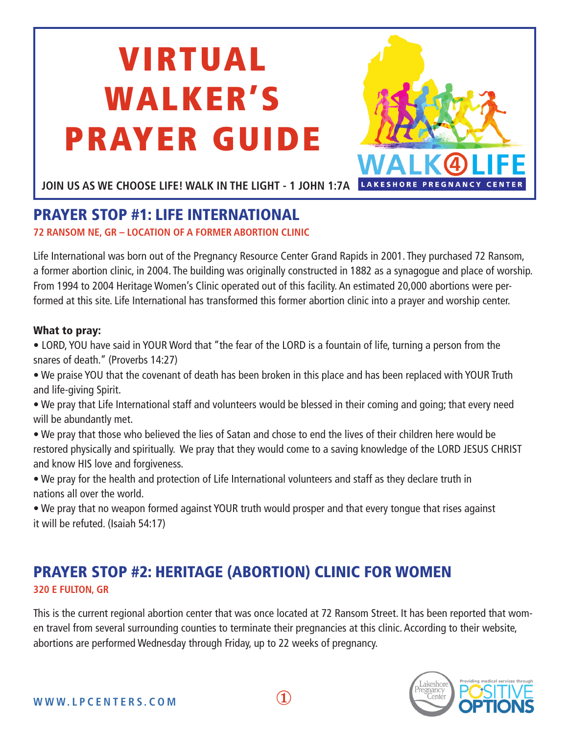# VIRTUAL WALKER'S PRAYER GUIDE

WALK4LIFE
LAKESHORE PREGNANCY CENTER

**JOIN US AS WE CHOOSE LIFE! WALK IN THE LIGHT - 1 JOHN 1:7A**

## PRAYER STOP #1: LIFE INTERNATIONAL

**72 RANSOM NE, GR – LOCATION OF A FORMER ABORTION CLINIC**

Life International was born out of the Pregnancy Resource Center Grand Rapids in 2001. They purchased 72 Ransom, a former abortion clinic, in 2004. The building was originally constructed in 1882 as a synagogue and place of worship. From 1994 to 2004 Heritage Women's Clinic operated out of this facility. An estimated 20,000 abortions were performed at this site. Life International has transformed this former abortion clinic into a prayer and worship center.

**What to pray:**

- LORD, YOU have said in YOUR Word that "the fear of the LORD is a fountain of life, turning a person from the snares of death." (Proverbs 14:27)
- We praise YOU that the covenant of death has been broken in this place and has been replaced with YOUR Truth and life-giving Spirit.
- We pray that Life International staff and volunteers would be blessed in their coming and going; that every need will be abundantly met.
- We pray that those who believed the lies of Satan and chose to end the lives of their children here would be restored physically and spiritually. We pray that they would come to a saving knowledge of the LORD JESUS CHRIST and know HIS love and forgiveness.
- We pray for the health and protection of Life International volunteers and staff as they declare truth in nations all over the world.
- We pray that no weapon formed against YOUR truth would prosper and that every tongue that rises against it will be refuted. (Isaiah 54:17)

## PRAYER STOP #2: HERITAGE (ABORTION) CLINIC FOR WOMEN

**320 E FULTON, GR**

This is the current regional abortion center that was once located at 72 Ransom Street. It has been reported that women travel from several surrounding counties to terminate their pregnancies at this clinic. According to their website, abortions are performed Wednesday through Friday, up to 22 weeks of pregnancy.

WWW.LPCENTERS.COM

Lakeshore Pregnancy Center — Providing medical services through POSITIVE OPTIONS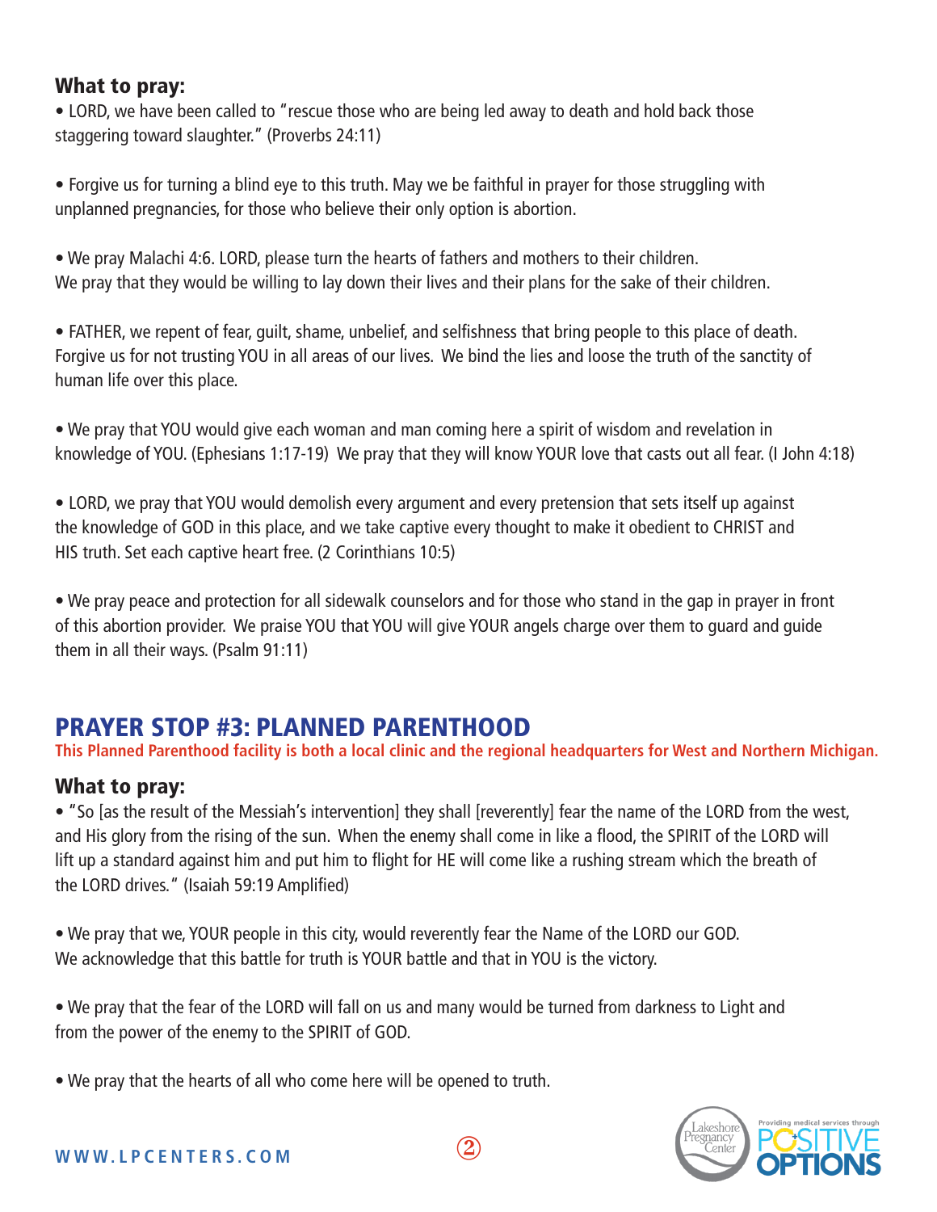### What to pray:

- LORD, we have been called to "rescue those who are being led away to death and hold back those staggering toward slaughter." (Proverbs 24:11)

- Forgive us for turning a blind eye to this truth. May we be faithful in prayer for those struggling with unplanned pregnancies, for those who believe their only option is abortion.

- We pray Malachi 4:6. LORD, please turn the hearts of fathers and mothers to their children. We pray that they would be willing to lay down their lives and their plans for the sake of their children.

- FATHER, we repent of fear, guilt, shame, unbelief, and selfishness that bring people to this place of death. Forgive us for not trusting YOU in all areas of our lives. We bind the lies and loose the truth of the sanctity of human life over this place.

- We pray that YOU would give each woman and man coming here a spirit of wisdom and revelation in knowledge of YOU. (Ephesians 1:17-19) We pray that they will know YOUR love that casts out all fear. (I John 4:18)

- LORD, we pray that YOU would demolish every argument and every pretension that sets itself up against the knowledge of GOD in this place, and we take captive every thought to make it obedient to CHRIST and HIS truth. Set each captive heart free. (2 Corinthians 10:5)

- We pray peace and protection for all sidewalk counselors and for those who stand in the gap in prayer in front of this abortion provider. We praise YOU that YOU will give YOUR angels charge over them to guard and guide them in all their ways. (Psalm 91:11)

## PRAYER STOP #3: PLANNED PARENTHOOD

**This Planned Parenthood facility is both a local clinic and the regional headquarters for West and Northern Michigan.**

### What to pray:

- "So [as the result of the Messiah's intervention] they shall [reverently] fear the name of the LORD from the west, and His glory from the rising of the sun. When the enemy shall come in like a flood, the SPIRIT of the LORD will lift up a standard against him and put him to flight for HE will come like a rushing stream which the breath of the LORD drives." (Isaiah 59:19 Amplified)

- We pray that we, YOUR people in this city, would reverently fear the Name of the LORD our GOD. We acknowledge that this battle for truth is YOUR battle and that in YOU is the victory.

- We pray that the fear of the LORD will fall on us and many would be turned from darkness to Light and from the power of the enemy to the SPIRIT of GOD.

- We pray that the hearts of all who come here will be opened to truth.

WWW.LPCENTERS.COM

Lakeshore Pregnancy Center — Providing medical services through POSITIVE OPTIONS